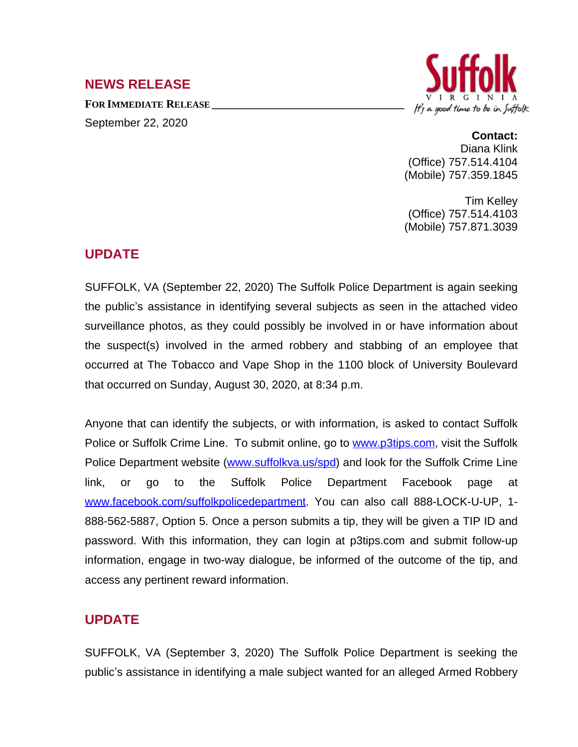## NEWS RELEASE

**FOR IMMEDIATE RELEASE**

September 22, 2020

Suffolk
VIRGINIA
*It's a good time to be in Suffolk*

**Contact:**
Diana Klink
(Office) 757.514.4104
(Mobile) 757.359.1845

Tim Kelley
(Office) 757.514.4103
(Mobile) 757.871.3039

## UPDATE

SUFFOLK, VA (September 22, 2020) The Suffolk Police Department is again seeking the public's assistance in identifying several subjects as seen in the attached video surveillance photos, as they could possibly be involved in or have information about the suspect(s) involved in the armed robbery and stabbing of an employee that occurred at The Tobacco and Vape Shop in the 1100 block of University Boulevard that occurred on Sunday, August 30, 2020, at 8:34 p.m.

Anyone that can identify the subjects, or with information, is asked to contact Suffolk Police or Suffolk Crime Line. To submit online, go to www.p3tips.com, visit the Suffolk Police Department website (www.suffolkva.us/spd) and look for the Suffolk Crime Line link, or go to the Suffolk Police Department Facebook page at www.facebook.com/suffolkpolicedepartment. You can also call 888-LOCK-U-UP, 1-888-562-5887, Option 5. Once a person submits a tip, they will be given a TIP ID and password. With this information, they can login at p3tips.com and submit follow-up information, engage in two-way dialogue, be informed of the outcome of the tip, and access any pertinent reward information.

## UPDATE

SUFFOLK, VA (September 3, 2020) The Suffolk Police Department is seeking the public's assistance in identifying a male subject wanted for an alleged Armed Robbery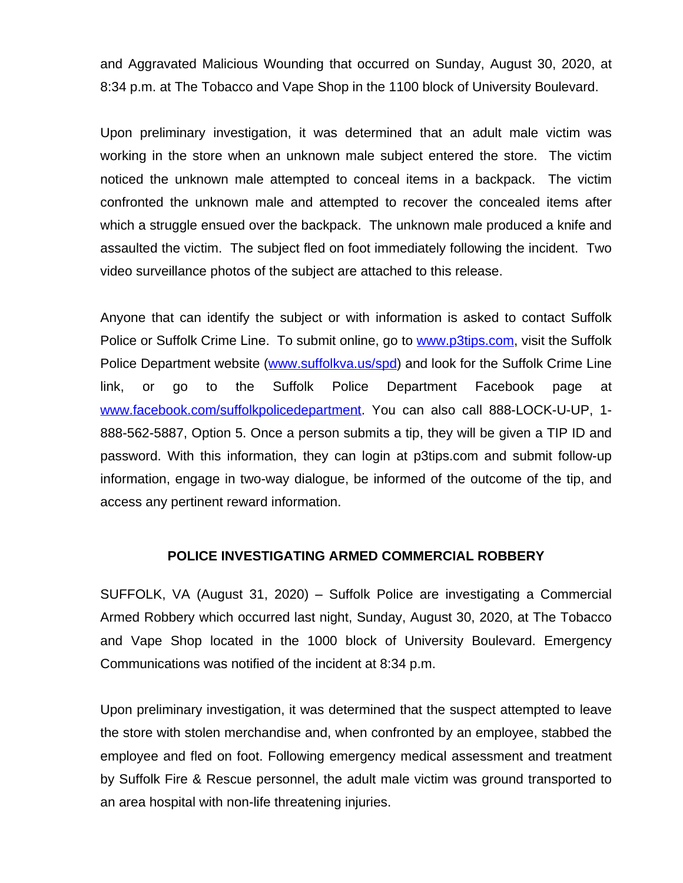and Aggravated Malicious Wounding that occurred on Sunday, August 30, 2020, at 8:34 p.m. at The Tobacco and Vape Shop in the 1100 block of University Boulevard.

Upon preliminary investigation, it was determined that an adult male victim was working in the store when an unknown male subject entered the store. The victim noticed the unknown male attempted to conceal items in a backpack. The victim confronted the unknown male and attempted to recover the concealed items after which a struggle ensued over the backpack. The unknown male produced a knife and assaulted the victim. The subject fled on foot immediately following the incident. Two video surveillance photos of the subject are attached to this release.

Anyone that can identify the subject or with information is asked to contact Suffolk Police or Suffolk Crime Line. To submit online, go to [www.p3tips.com](www.p3tips.com), visit the Suffolk Police Department website ([www.suffolkva.us/spd](www.suffolkva.us/spd)) and look for the Suffolk Crime Line link, or go to the Suffolk Police Department Facebook page at [www.facebook.com/suffolkpolicedepartment](www.facebook.com/suffolkpolicedepartment). You can also call 888-LOCK-U-UP, 1-888-562-5887, Option 5. Once a person submits a tip, they will be given a TIP ID and password. With this information, they can login at p3tips.com and submit follow-up information, engage in two-way dialogue, be informed of the outcome of the tip, and access any pertinent reward information.

## POLICE INVESTIGATING ARMED COMMERCIAL ROBBERY

SUFFOLK, VA (August 31, 2020) – Suffolk Police are investigating a Commercial Armed Robbery which occurred last night, Sunday, August 30, 2020, at The Tobacco and Vape Shop located in the 1000 block of University Boulevard. Emergency Communications was notified of the incident at 8:34 p.m.

Upon preliminary investigation, it was determined that the suspect attempted to leave the store with stolen merchandise and, when confronted by an employee, stabbed the employee and fled on foot. Following emergency medical assessment and treatment by Suffolk Fire & Rescue personnel, the adult male victim was ground transported to an area hospital with non-life threatening injuries.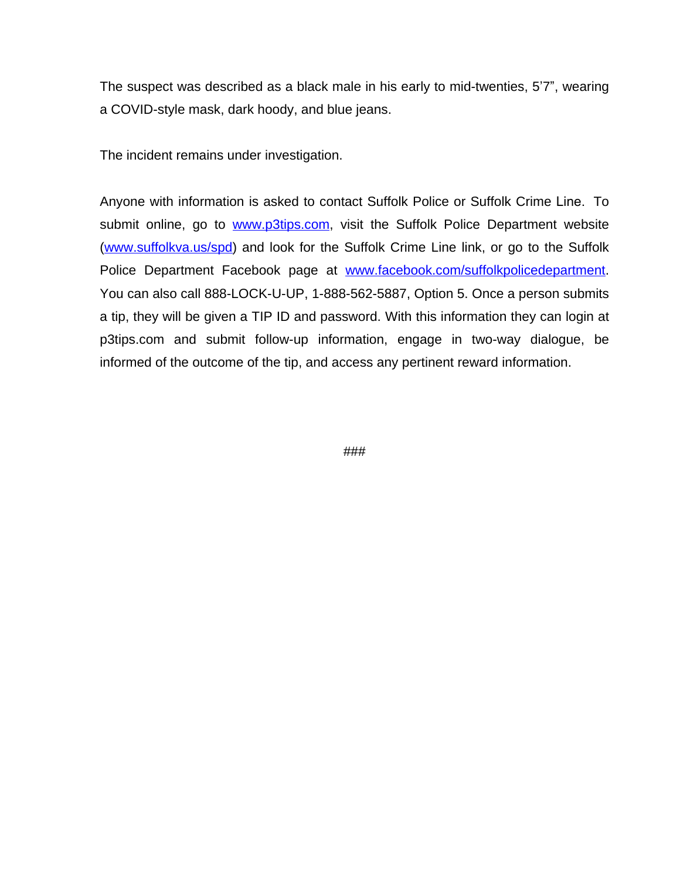The suspect was described as a black male in his early to mid-twenties, 5'7", wearing a COVID-style mask, dark hoody, and blue jeans.

The incident remains under investigation.

Anyone with information is asked to contact Suffolk Police or Suffolk Crime Line. To submit online, go to www.p3tips.com, visit the Suffolk Police Department website (www.suffolkva.us/spd) and look for the Suffolk Crime Line link, or go to the Suffolk Police Department Facebook page at www.facebook.com/suffolkpolicedepartment. You can also call 888-LOCK-U-UP, 1-888-562-5887, Option 5. Once a person submits a tip, they will be given a TIP ID and password. With this information they can login at p3tips.com and submit follow-up information, engage in two-way dialogue, be informed of the outcome of the tip, and access any pertinent reward information.

###